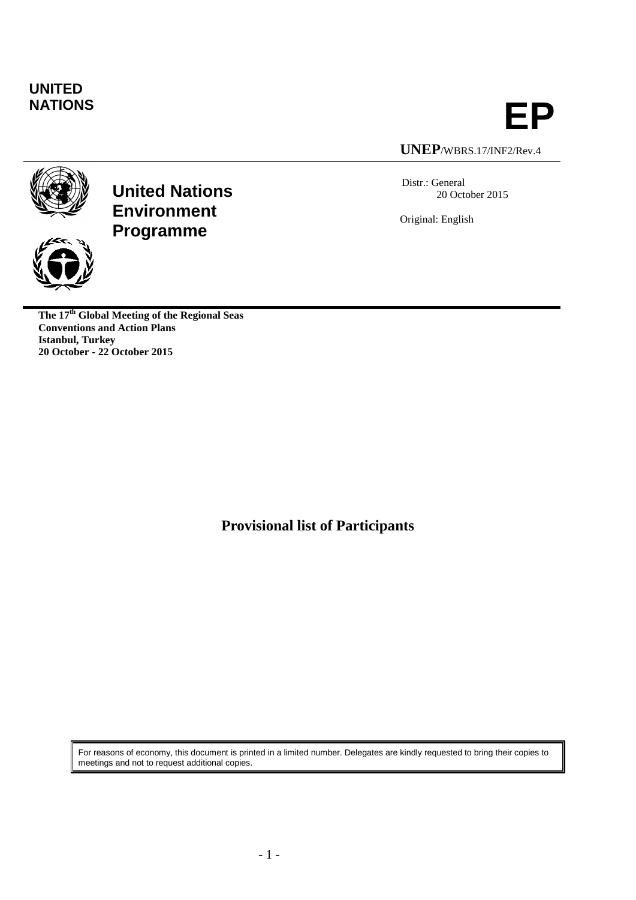**UNITED NATIONS**

# EP

**UNEP**/WBRS.17/INF2/Rev.4

**United Nations Environment Programme**

Distr.: General
20 October 2015

Original: English

**The 17th Global Meeting of the Regional Seas Conventions and Action Plans**
**Istanbul, Turkey**
**20 October - 22 October 2015**

## Provisional list of Participants

For reasons of economy, this document is printed in a limited number. Delegates are kindly requested to bring their copies to meetings and not to request additional copies.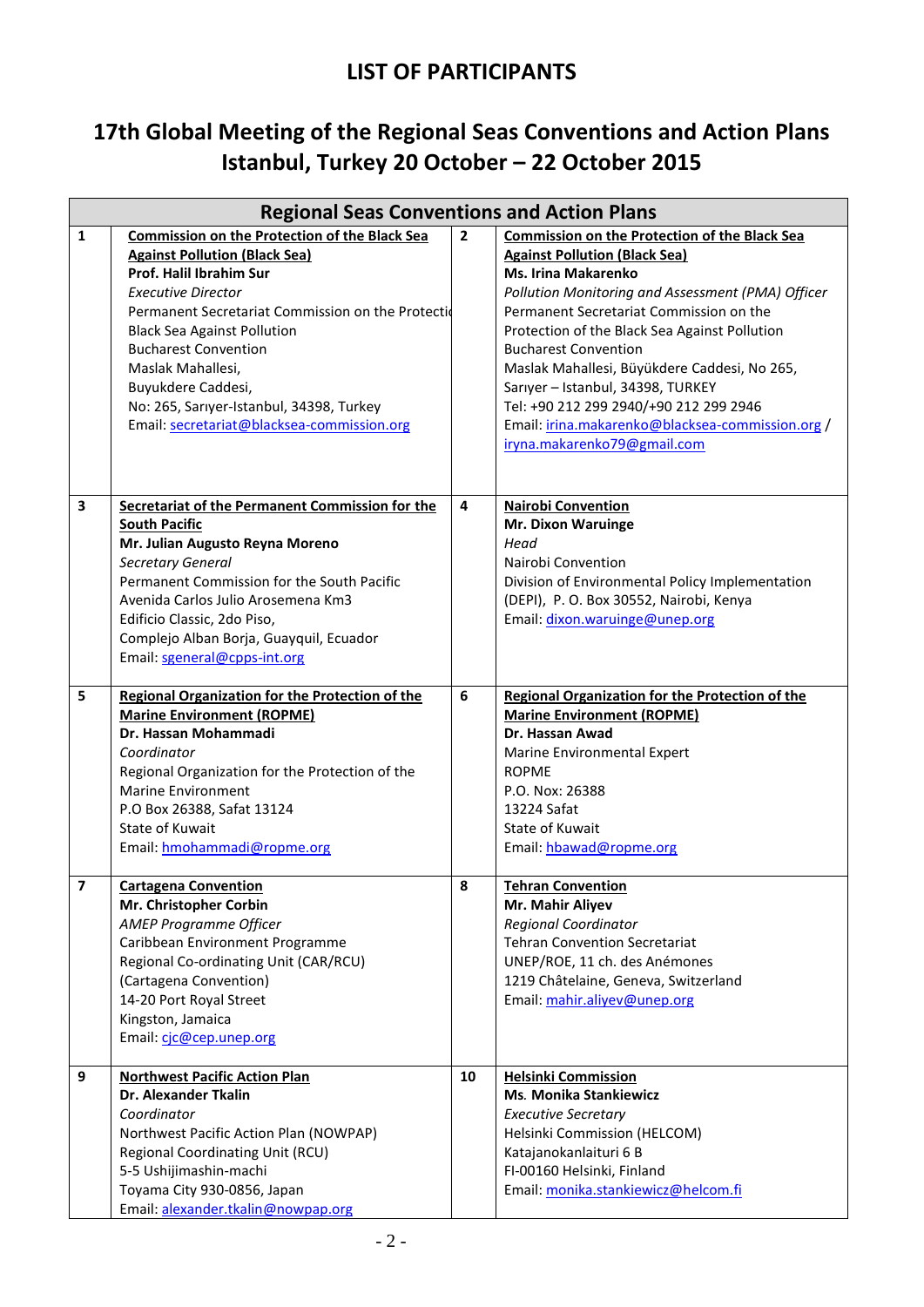## LIST OF PARTICIPANTS

# 17th Global Meeting of the Regional Seas Conventions and Action Plans Istanbul, Turkey 20 October – 22 October 2015

| Regional Seas Conventions and Action Plans | | | |
|---|---|---|---|
| 1 | **Commission on the Protection of the Black Sea Against Pollution (Black Sea)**<br>**Prof. Halil Ibrahim Sur**<br>*Executive Director*<br>Permanent Secretariat Commission on the Protectio<br>Black Sea Against Pollution<br>Bucharest Convention<br>Maslak Mahallesi,<br>Buyukdere Caddesi,<br>No: 265, Sarıyer-Istanbul, 34398, Turkey<br>Email: secretariat@blacksea-commission.org | 2 | **Commission on the Protection of the Black Sea Against Pollution (Black Sea)**<br>**Ms. Irina Makarenko**<br>*Pollution Monitoring and Assessment (PMA) Officer*<br>Permanent Secretariat Commission on the Protection of the Black Sea Against Pollution<br>Bucharest Convention<br>Maslak Mahallesi, Büyükdere Caddesi, No 265,<br>Sarıyer – Istanbul, 34398, TURKEY<br>Tel: +90 212 299 2940/+90 212 299 2946<br>Email: irina.makarenko@blacksea-commission.org / iryna.makarenko79@gmail.com |
| 3 | **Secretariat of the Permanent Commission for the South Pacific**<br>**Mr. Julian Augusto Reyna Moreno**<br>*Secretary General*<br>Permanent Commission for the South Pacific<br>Avenida Carlos Julio Arosemena Km3<br>Edificio Classic, 2do Piso,<br>Complejo Alban Borja, Guayquil, Ecuador<br>Email: sgeneral@cpps-int.org | 4 | **Nairobi Convention**<br>**Mr. Dixon Waruinge**<br>*Head*<br>Nairobi Convention<br>Division of Environmental Policy Implementation (DEPI), P. O. Box 30552, Nairobi, Kenya<br>Email: dixon.waruinge@unep.org |
| 5 | **Regional Organization for the Protection of the Marine Environment (ROPME)**<br>**Dr. Hassan Mohammadi**<br>*Coordinator*<br>Regional Organization for the Protection of the Marine Environment<br>P.O Box 26388, Safat 13124<br>State of Kuwait<br>Email: hmohammadi@ropme.org | 6 | **Regional Organization for the Protection of the Marine Environment (ROPME)**<br>**Dr. Hassan Awad**<br>Marine Environmental Expert<br>ROPME<br>P.O. Nox: 26388<br>13224 Safat<br>State of Kuwait<br>Email: hbawad@ropme.org |
| 7 | **Cartagena Convention**<br>**Mr. Christopher Corbin**<br>*AMEP Programme Officer*<br>Caribbean Environment Programme<br>Regional Co-ordinating Unit (CAR/RCU)<br>(Cartagena Convention)<br>14-20 Port Royal Street<br>Kingston, Jamaica<br>Email: cjc@cep.unep.org | 8 | **Tehran Convention**<br>**Mr. Mahir Aliyev**<br>*Regional Coordinator*<br>Tehran Convention Secretariat<br>UNEP/ROE, 11 ch. des Anémones<br>1219 Châtelaine, Geneva, Switzerland<br>Email: mahir.aliyev@unep.org |
| 9 | **Northwest Pacific Action Plan**<br>**Dr. Alexander Tkalin**<br>*Coordinator*<br>Northwest Pacific Action Plan (NOWPAP)<br>Regional Coordinating Unit (RCU)<br>5-5 Ushijimashin-machi<br>Toyama City 930-0856, Japan<br>Email: alexander.tkalin@nowpap.org | 10 | **Helsinki Commission**<br>**Ms. Monika Stankiewicz**<br>*Executive Secretary*<br>Helsinki Commission (HELCOM)<br>Katajanokanlaituri 6 B<br>FI-00160 Helsinki, Finland<br>Email: monika.stankiewicz@helcom.fi |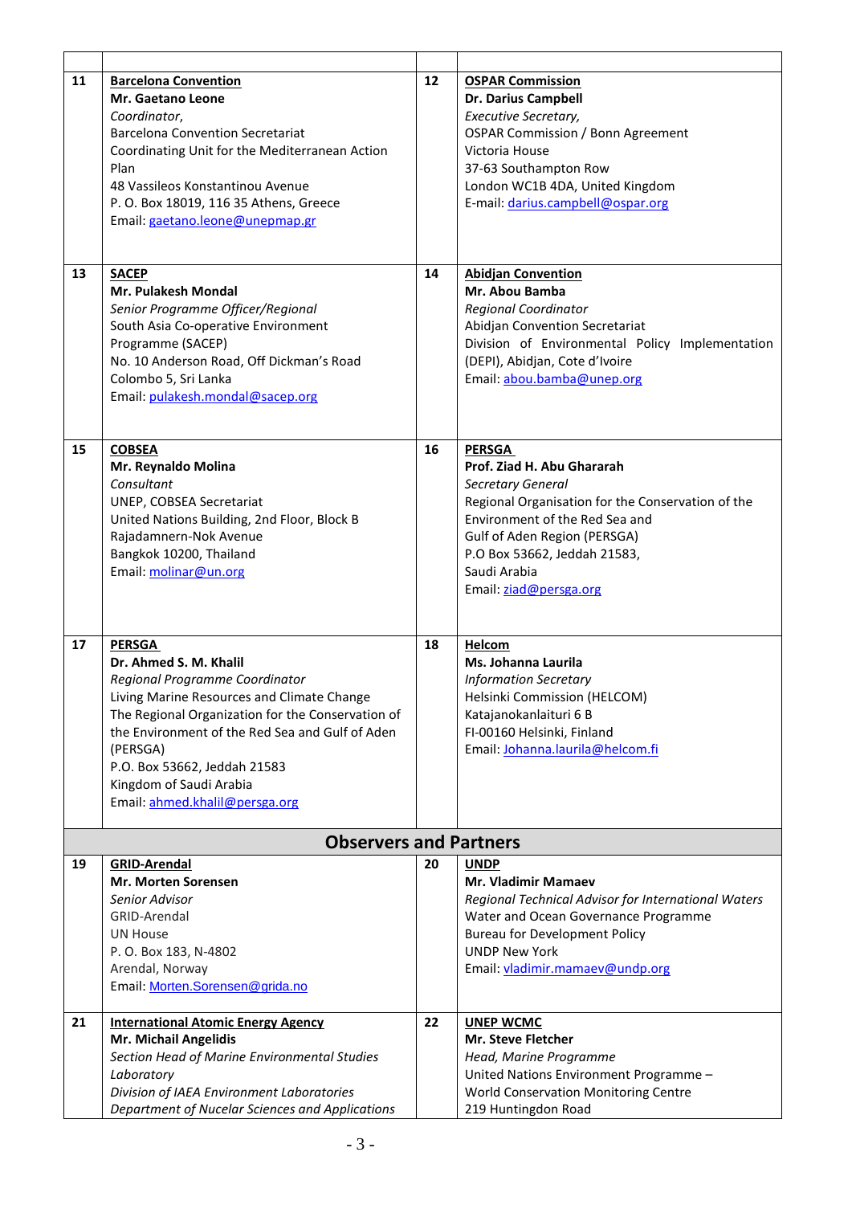| | | | |
|---|---|---|---|
| 11 | **Barcelona Convention**<br>**Mr. Gaetano Leone**<br>*Coordinator*,<br>Barcelona Convention Secretariat<br>Coordinating Unit for the Mediterranean Action Plan<br>48 Vassileos Konstantinou Avenue<br>P. O. Box 18019, 116 35 Athens, Greece<br>Email: gaetano.leone@unepmap.gr | 12 | **OSPAR Commission**<br>**Dr. Darius Campbell**<br>*Executive Secretary,*<br>OSPAR Commission / Bonn Agreement<br>Victoria House<br>37-63 Southampton Row<br>London WC1B 4DA, United Kingdom<br>E-mail: darius.campbell@ospar.org |
| 13 | **SACEP**<br>**Mr. Pulakesh Mondal**<br>*Senior Programme Officer/Regional*<br>South Asia Co-operative Environment Programme (SACEP)<br>No. 10 Anderson Road, Off Dickman's Road<br>Colombo 5, Sri Lanka<br>Email: pulakesh.mondal@sacep.org | 14 | **Abidjan Convention**<br>**Mr. Abou Bamba**<br>*Regional Coordinator*<br>Abidjan Convention Secretariat<br>Division of Environmental Policy Implementation (DEPI), Abidjan, Cote d'Ivoire<br>Email: abou.bamba@unep.org |
| 15 | **COBSEA**<br>**Mr. Reynaldo Molina**<br>*Consultant*<br>UNEP, COBSEA Secretariat<br>United Nations Building, 2nd Floor, Block B<br>Rajadamnern-Nok Avenue<br>Bangkok 10200, Thailand<br>Email: molinar@un.org | 16 | **PERSGA**<br>**Prof. Ziad H. Abu Ghararah**<br>*Secretary General*<br>Regional Organisation for the Conservation of the Environment of the Red Sea and Gulf of Aden Region (PERSGA)<br>P.O Box 53662, Jeddah 21583,<br>Saudi Arabia<br>Email: ziad@persga.org |
| 17 | **PERSGA**<br>**Dr. Ahmed S. M. Khalil**<br>*Regional Programme Coordinator*<br>Living Marine Resources and Climate Change<br>The Regional Organization for the Conservation of the Environment of the Red Sea and Gulf of Aden (PERSGA)<br>P.O. Box 53662, Jeddah 21583<br>Kingdom of Saudi Arabia<br>Email: ahmed.khalil@persga.org | 18 | **Helcom**<br>**Ms. Johanna Laurila**<br>*Information Secretary*<br>Helsinki Commission (HELCOM)<br>Katajanokanlaituri 6 B<br>FI-00160 Helsinki, Finland<br>Email: Johanna.laurila@helcom.fi |
| **Observers and Partners** | | | |
| 19 | **GRID-Arendal**<br>**Mr. Morten Sorensen**<br>*Senior Advisor*<br>GRID-Arendal<br>UN House<br>P. O. Box 183, N-4802<br>Arendal, Norway<br>Email: Morten.Sorensen@grida.no | 20 | **UNDP**<br>**Mr. Vladimir Mamaev**<br>*Regional Technical Advisor for International Waters*<br>Water and Ocean Governance Programme<br>Bureau for Development Policy<br>UNDP New York<br>Email: vladimir.mamaev@undp.org |
| 21 | **International Atomic Energy Agency**<br>**Mr. Michail Angelidis**<br>*Section Head of Marine Environmental Studies Laboratory*<br>*Division of IAEA Environment Laboratories*<br>*Department of Nucelar Sciences and Applications* | 22 | **UNEP WCMC**<br>**Mr. Steve Fletcher**<br>*Head, Marine Programme*<br>United Nations Environment Programme – World Conservation Monitoring Centre<br>219 Huntingdon Road |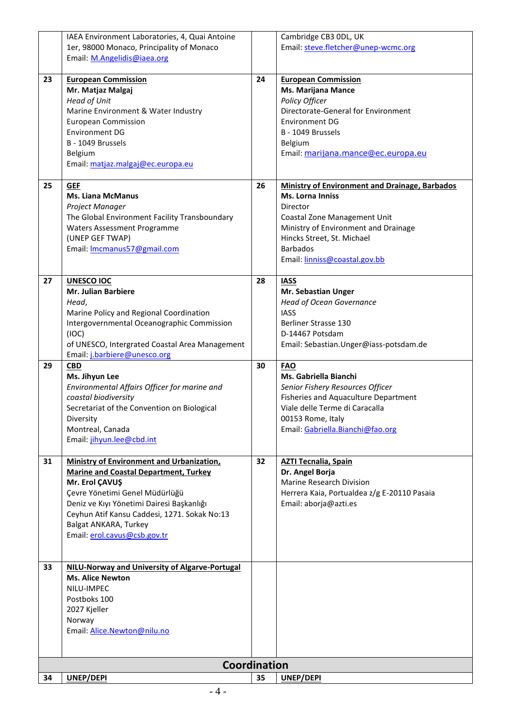| | | | |
|---|---|---|---|
| | IAEA Environment Laboratories, 4, Quai Antoine 1er, 98000 Monaco, Principality of Monaco<br>Email: M.Angelidis@iaea.org | | Cambridge CB3 0DL, UK<br>Email: steve.fletcher@unep-wcmc.org |
| 23 | **European Commission**<br>**Mr. Matjaz Malgaj**<br>*Head of Unit*<br>Marine Environment & Water Industry<br>European Commission<br>Environment DG<br>B - 1049 Brussels<br>Belgium<br>Email: matjaz.malgaj@ec.europa.eu | 24 | **European Commission**<br>**Ms. Marijana Mance**<br>*Policy Officer*<br>Directorate-General for Environment<br>Environment DG<br>B - 1049 Brussels<br>Belgium<br>Email: marijana.mance@ec.europa.eu |
| 25 | **GEF**<br>**Ms. Liana McManus**<br>*Project Manager*<br>The Global Environment Facility Transboundary Waters Assessment Programme<br>(UNEP GEF TWAP)<br>Email: lmcmanus57@gmail.com | 26 | **Ministry of Environment and Drainage, Barbados**<br>**Ms. Lorna Inniss**<br>Director<br>Coastal Zone Management Unit<br>Ministry of Environment and Drainage<br>Hincks Street, St. Michael<br>Barbados<br>Email: linniss@coastal.gov.bb |
| 27 | **UNESCO IOC**<br>**Mr. Julian Barbiere**<br>*Head,*<br>Marine Policy and Regional Coordination<br>Intergovernmental Oceanographic Commission (IOC)<br>of UNESCO, Intergrated Coastal Area Management<br>Email: j.barbiere@unesco.org | 28 | **IASS**<br>**Mr. Sebastian Unger**<br>*Head of Ocean Governance*<br>IASS<br>Berliner Strasse 130<br>D-14467 Potsdam<br>Email: Sebastian.Unger@iass-potsdam.de |
| 29 | **CBD**<br>**Ms. Jihyun Lee**<br>*Environmental Affairs Officer for marine and coastal biodiversity*<br>Secretariat of the Convention on Biological Diversity<br>Montreal, Canada<br>Email: jihyun.lee@cbd.int | 30 | **FAO**<br>**Ms. Gabriella Bianchi**<br>*Senior Fishery Resources Officer*<br>Fisheries and Aquaculture Department<br>Viale delle Terme di Caracalla<br>00153 Rome, Italy<br>Email: Gabriella.Bianchi@fao.org |
| 31 | **Ministry of Environment and Urbanization, Marine and Coastal Department, Turkey**<br>**Mr. Erol ÇAVUŞ**<br>Çevre Yönetimi Genel Müdürlüğü<br>Deniz ve Kıyı Yönetimi Dairesi Başkanlığı<br>Ceyhun Atif Kansu Caddesi, 1271. Sokak No:13<br>Balgat ANKARA, Turkey<br>Email: erol.cavus@csb.gov.tr | 32 | **AZTI Tecnalia, Spain**<br>**Dr. Angel Borja**<br>Marine Research Division<br>Herrera Kaia, Portualdea z/g E-20110 Pasaia<br>Email: aborja@azti.es |
| 33 | **NILU-Norway and University of Algarve-Portugal**<br>**Ms. Alice Newton**<br>NILU-IMPEC<br>Postboks 100<br>2027 Kjeller<br>Norway<br>Email: Alice.Newton@nilu.no | | |
| | **Coordination** | | |
| 34 | **UNEP/DEPI** | 35 | **UNEP/DEPI** |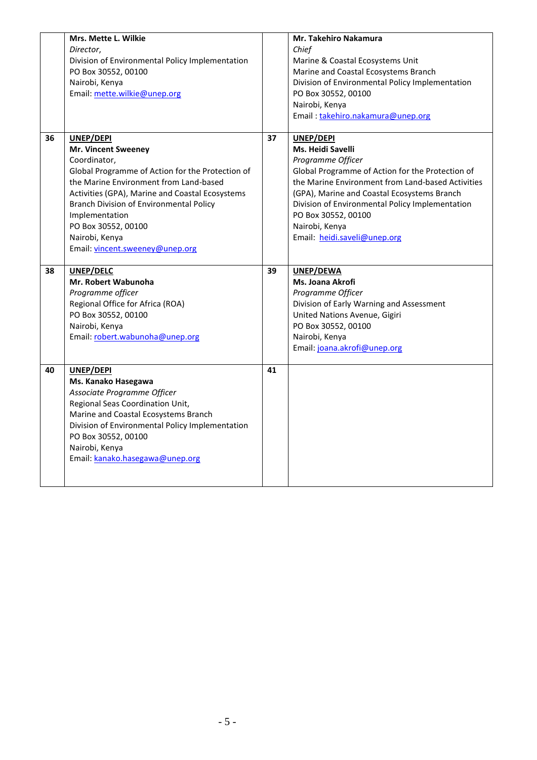| | | | |
|---|---|---|---|
| | **Mrs. Mette L. Wilkie**<br>*Director,*<br>Division of Environmental Policy Implementation<br>PO Box 30552, 00100<br>Nairobi, Kenya<br>Email: mette.wilkie@unep.org | | **Mr. Takehiro Nakamura**<br>*Chief*<br>Marine & Coastal Ecosystems Unit<br>Marine and Coastal Ecosystems Branch<br>Division of Environmental Policy Implementation<br>PO Box 30552, 00100<br>Nairobi, Kenya<br>Email : takehiro.nakamura@unep.org |
| **36** | **UNEP/DEPI**<br>**Mr. Vincent Sweeney**<br>Coordinator,<br>Global Programme of Action for the Protection of the Marine Environment from Land-based Activities (GPA), Marine and Coastal Ecosystems Branch Division of Environmental Policy Implementation<br>PO Box 30552, 00100<br>Nairobi, Kenya<br>Email: vincent.sweeney@unep.org | **37** | **UNEP/DEPI**<br>**Ms. Heidi Savelli**<br>*Programme Officer*<br>Global Programme of Action for the Protection of the Marine Environment from Land-based Activities (GPA), Marine and Coastal Ecosystems Branch<br>Division of Environmental Policy Implementation<br>PO Box 30552, 00100<br>Nairobi, Kenya<br>Email: heidi.saveli@unep.org |
| **38** | **UNEP/DELC**<br>**Mr. Robert Wabunoha**<br>*Programme officer*<br>Regional Office for Africa (ROA)<br>PO Box 30552, 00100<br>Nairobi, Kenya<br>Email: robert.wabunoha@unep.org | **39** | **UNEP/DEWA**<br>**Ms. Joana Akrofi**<br>*Programme Officer*<br>Division of Early Warning and Assessment<br>United Nations Avenue, Gigiri<br>PO Box 30552, 00100<br>Nairobi, Kenya<br>Email: joana.akrofi@unep.org |
| **40** | **UNEP/DEPI**<br>**Ms. Kanako Hasegawa**<br>*Associate Programme Officer*<br>Regional Seas Coordination Unit,<br>Marine and Coastal Ecosystems Branch<br>Division of Environmental Policy Implementation<br>PO Box 30552, 00100<br>Nairobi, Kenya<br>Email: kanako.hasegawa@unep.org | **41** | |